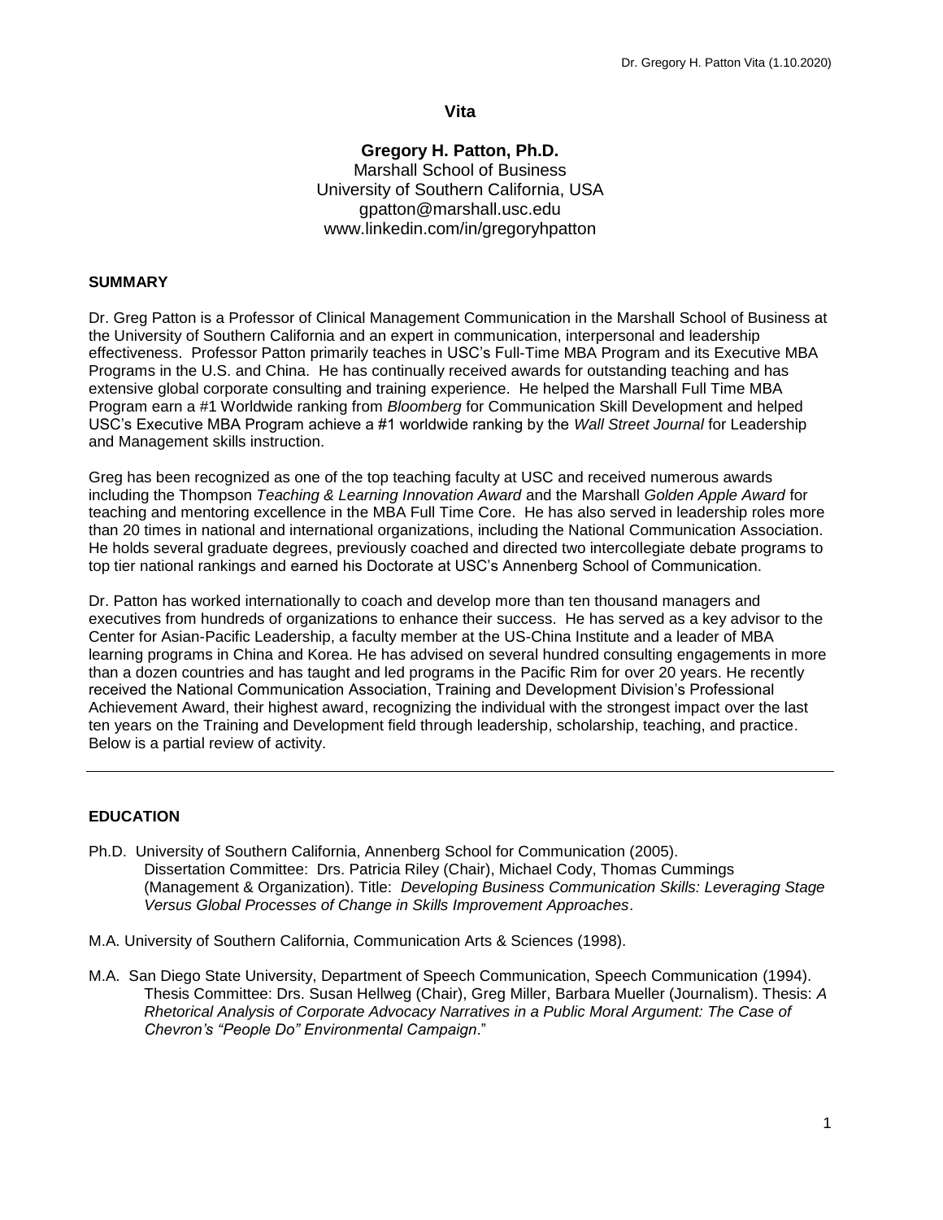**Vita**

**Gregory H. Patton, Ph.D.**
Marshall School of Business
University of Southern California, USA
gpatton@marshall.usc.edu
www.linkedin.com/in/gregoryhpatton

## SUMMARY

Dr. Greg Patton is a Professor of Clinical Management Communication in the Marshall School of Business at the University of Southern California and an expert in communication, interpersonal and leadership effectiveness. Professor Patton primarily teaches in USC's Full-Time MBA Program and its Executive MBA Programs in the U.S. and China. He has continually received awards for outstanding teaching and has extensive global corporate consulting and training experience. He helped the Marshall Full Time MBA Program earn a #1 Worldwide ranking from *Bloomberg* for Communication Skill Development and helped USC's Executive MBA Program achieve a #1 worldwide ranking by the *Wall Street Journal* for Leadership and Management skills instruction.

Greg has been recognized as one of the top teaching faculty at USC and received numerous awards including the Thompson *Teaching & Learning Innovation Award* and the Marshall *Golden Apple Award* for teaching and mentoring excellence in the MBA Full Time Core. He has also served in leadership roles more than 20 times in national and international organizations, including the National Communication Association. He holds several graduate degrees, previously coached and directed two intercollegiate debate programs to top tier national rankings and earned his Doctorate at USC's Annenberg School of Communication.

Dr. Patton has worked internationally to coach and develop more than ten thousand managers and executives from hundreds of organizations to enhance their success. He has served as a key advisor to the Center for Asian-Pacific Leadership, a faculty member at the US-China Institute and a leader of MBA learning programs in China and Korea. He has advised on several hundred consulting engagements in more than a dozen countries and has taught and led programs in the Pacific Rim for over 20 years. He recently received the National Communication Association, Training and Development Division's Professional Achievement Award, their highest award, recognizing the individual with the strongest impact over the last ten years on the Training and Development field through leadership, scholarship, teaching, and practice. Below is a partial review of activity.

---

## EDUCATION

Ph.D. University of Southern California, Annenberg School for Communication (2005).
Dissertation Committee: Drs. Patricia Riley (Chair), Michael Cody, Thomas Cummings (Management & Organization). Title: *Developing Business Communication Skills: Leveraging Stage Versus Global Processes of Change in Skills Improvement Approaches*.

M.A. University of Southern California, Communication Arts & Sciences (1998).

M.A. San Diego State University, Department of Speech Communication, Speech Communication (1994).
Thesis Committee: Drs. Susan Hellweg (Chair), Greg Miller, Barbara Mueller (Journalism). Thesis: *A Rhetorical Analysis of Corporate Advocacy Narratives in a Public Moral Argument: The Case of Chevron's "People Do" Environmental Campaign*."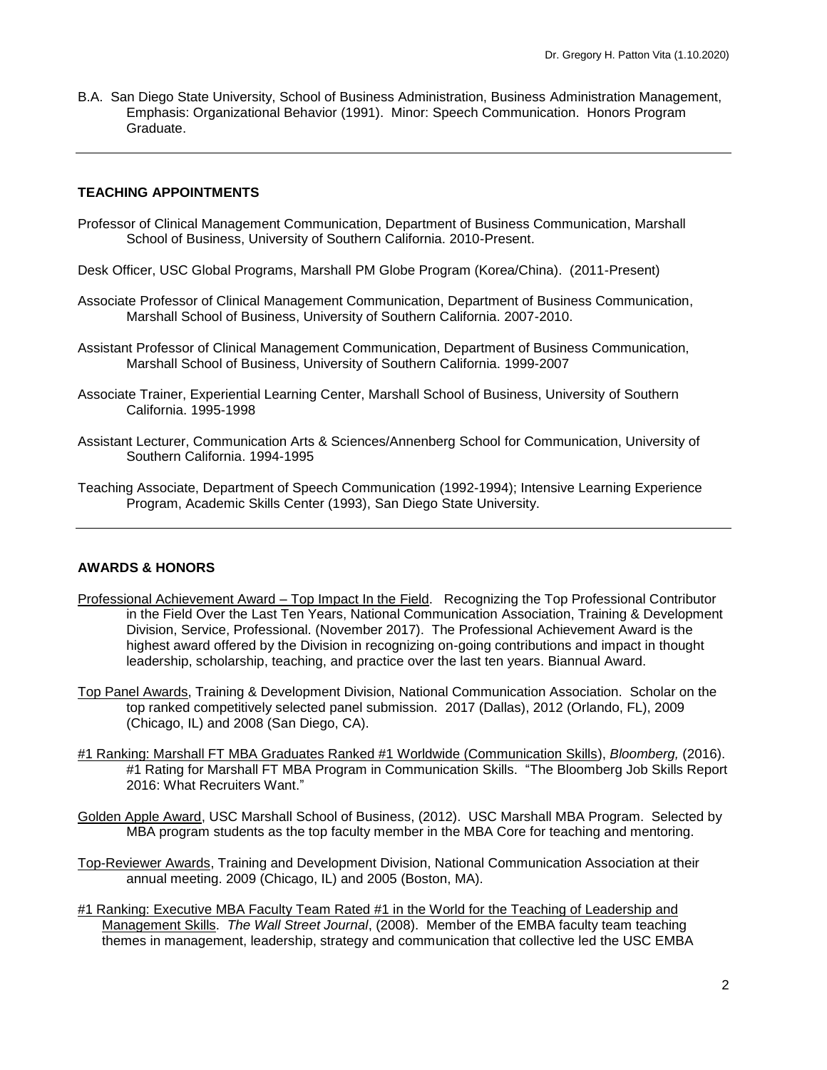B.A. San Diego State University, School of Business Administration, Business Administration Management, Emphasis: Organizational Behavior (1991). Minor: Speech Communication. Honors Program Graduate.

---

## TEACHING APPOINTMENTS

Professor of Clinical Management Communication, Department of Business Communication, Marshall School of Business, University of Southern California. 2010-Present.

Desk Officer, USC Global Programs, Marshall PM Globe Program (Korea/China). (2011-Present)

Associate Professor of Clinical Management Communication, Department of Business Communication, Marshall School of Business, University of Southern California. 2007-2010.

Assistant Professor of Clinical Management Communication, Department of Business Communication, Marshall School of Business, University of Southern California. 1999-2007

Associate Trainer, Experiential Learning Center, Marshall School of Business, University of Southern California. 1995-1998

Assistant Lecturer, Communication Arts & Sciences/Annenberg School for Communication, University of Southern California. 1994-1995

Teaching Associate, Department of Speech Communication (1992-1994); Intensive Learning Experience Program, Academic Skills Center (1993), San Diego State University.

---

## AWARDS & HONORS

<u>Professional Achievement Award – Top Impact In the Field</u>. Recognizing the Top Professional Contributor in the Field Over the Last Ten Years, National Communication Association, Training & Development Division, Service, Professional. (November 2017). The Professional Achievement Award is the highest award offered by the Division in recognizing on-going contributions and impact in thought leadership, scholarship, teaching, and practice over the last ten years. Biannual Award.

<u>Top Panel Awards</u>, Training & Development Division, National Communication Association. Scholar on the top ranked competitively selected panel submission. 2017 (Dallas), 2012 (Orlando, FL), 2009 (Chicago, IL) and 2008 (San Diego, CA).

<u>#1 Ranking: Marshall FT MBA Graduates Ranked #1 Worldwide (Communication Skills)</u>, *Bloomberg,* (2016). #1 Rating for Marshall FT MBA Program in Communication Skills. "The Bloomberg Job Skills Report 2016: What Recruiters Want."

<u>Golden Apple Award</u>, USC Marshall School of Business, (2012). USC Marshall MBA Program. Selected by MBA program students as the top faculty member in the MBA Core for teaching and mentoring.

<u>Top-Reviewer Awards</u>, Training and Development Division, National Communication Association at their annual meeting. 2009 (Chicago, IL) and 2005 (Boston, MA).

<u>#1 Ranking: Executive MBA Faculty Team Rated #1 in the World for the Teaching of Leadership and Management Skills</u>. *The Wall Street Journal*, (2008). Member of the EMBA faculty team teaching themes in management, leadership, strategy and communication that collective led the USC EMBA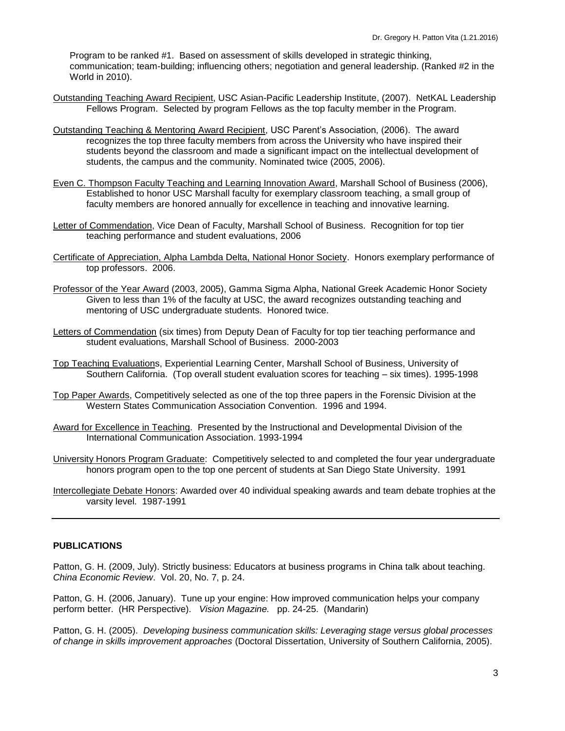Program to be ranked #1. Based on assessment of skills developed in strategic thinking, communication; team-building; influencing others; negotiation and general leadership. (Ranked #2 in the World in 2010).

<u>Outstanding Teaching Award Recipient</u>, USC Asian-Pacific Leadership Institute, (2007). NetKAL Leadership Fellows Program. Selected by program Fellows as the top faculty member in the Program.

<u>Outstanding Teaching & Mentoring Award Recipient</u>, USC Parent's Association, (2006). The award recognizes the top three faculty members from across the University who have inspired their students beyond the classroom and made a significant impact on the intellectual development of students, the campus and the community. Nominated twice (2005, 2006).

<u>Even C. Thompson Faculty Teaching and Learning Innovation Award</u>, Marshall School of Business (2006), Established to honor USC Marshall faculty for exemplary classroom teaching, a small group of faculty members are honored annually for excellence in teaching and innovative learning.

<u>Letter of Commendation</u>, Vice Dean of Faculty, Marshall School of Business. Recognition for top tier teaching performance and student evaluations, 2006

<u>Certificate of Appreciation, Alpha Lambda Delta, National Honor Society</u>. Honors exemplary performance of top professors. 2006.

<u>Professor of the Year Award</u> (2003, 2005), Gamma Sigma Alpha, National Greek Academic Honor Society Given to less than 1% of the faculty at USC, the award recognizes outstanding teaching and mentoring of USC undergraduate students. Honored twice.

<u>Letters of Commendation</u> (six times) from Deputy Dean of Faculty for top tier teaching performance and student evaluations, Marshall School of Business. 2000-2003

<u>Top Teaching Evaluation</u>s, Experiential Learning Center, Marshall School of Business, University of Southern California. (Top overall student evaluation scores for teaching – six times). 1995-1998

<u>Top Paper Awards</u>, Competitively selected as one of the top three papers in the Forensic Division at the Western States Communication Association Convention. 1996 and 1994.

<u>Award for Excellence in Teaching</u>. Presented by the Instructional and Developmental Division of the International Communication Association. 1993-1994

<u>University Honors Program Graduate</u>: Competitively selected to and completed the four year undergraduate honors program open to the top one percent of students at San Diego State University. 1991

<u>Intercollegiate Debate Honors</u>: Awarded over 40 individual speaking awards and team debate trophies at the varsity level. 1987-1991

---

**PUBLICATIONS**

Patton, G. H. (2009, July). Strictly business: Educators at business programs in China talk about teaching. *China Economic Review*. Vol. 20, No. 7, p. 24.

Patton, G. H. (2006, January). Tune up your engine: How improved communication helps your company perform better. (HR Perspective). *Vision Magazine.* pp. 24-25. (Mandarin)

Patton, G. H. (2005). *Developing business communication skills: Leveraging stage versus global processes of change in skills improvement approaches* (Doctoral Dissertation, University of Southern California, 2005).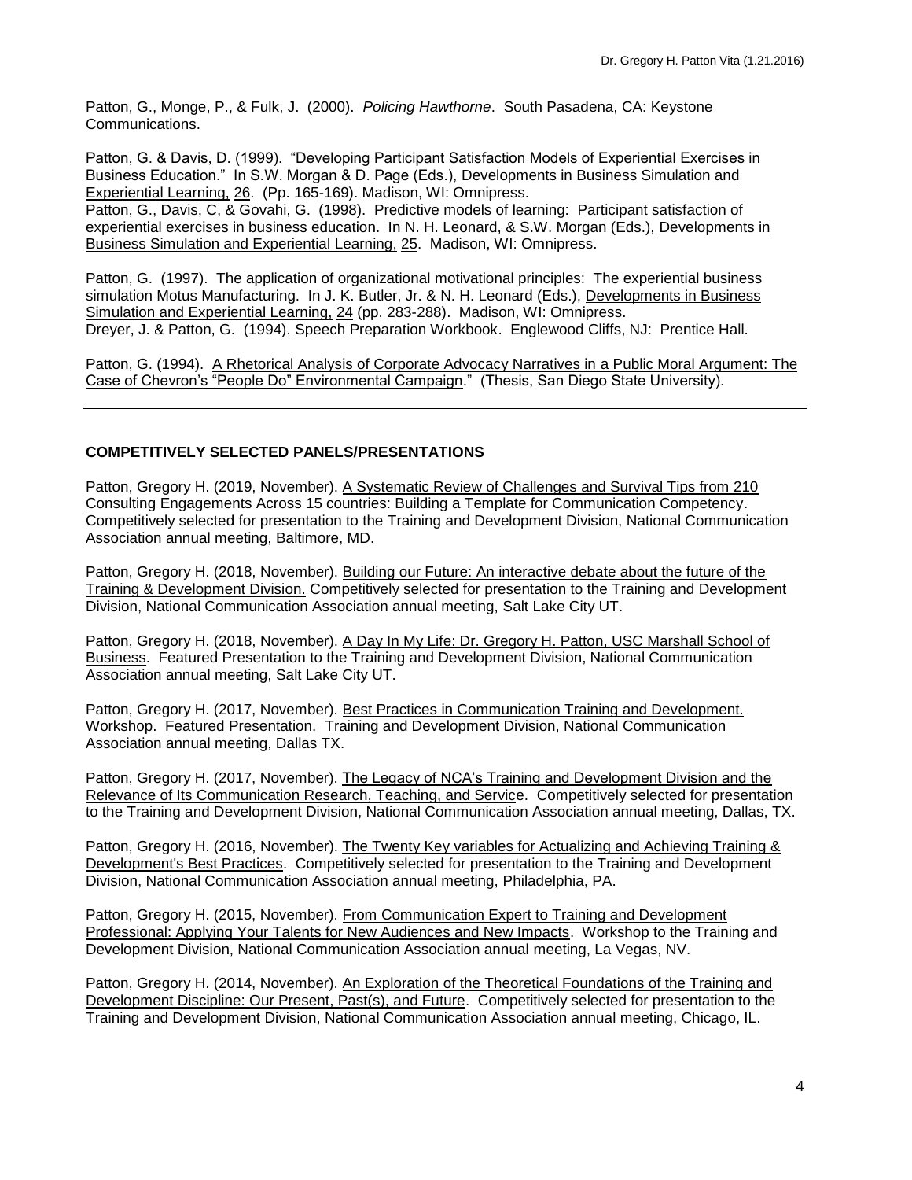Patton, G., Monge, P., & Fulk, J. (2000). *Policing Hawthorne*. South Pasadena, CA: Keystone Communications.

Patton, G. & Davis, D. (1999). "Developing Participant Satisfaction Models of Experiential Exercises in Business Education." In S.W. Morgan & D. Page (Eds.), Developments in Business Simulation and Experiential Learning, 26. (Pp. 165-169). Madison, WI: Omnipress.
Patton, G., Davis, C, & Govahi, G. (1998). Predictive models of learning: Participant satisfaction of experiential exercises in business education. In N. H. Leonard, & S.W. Morgan (Eds.), Developments in Business Simulation and Experiential Learning, 25. Madison, WI: Omnipress.

Patton, G. (1997). The application of organizational motivational principles: The experiential business simulation Motus Manufacturing. In J. K. Butler, Jr. & N. H. Leonard (Eds.), Developments in Business Simulation and Experiential Learning, 24 (pp. 283-288). Madison, WI: Omnipress.
Dreyer, J. & Patton, G. (1994). Speech Preparation Workbook. Englewood Cliffs, NJ: Prentice Hall.

Patton, G. (1994). A Rhetorical Analysis of Corporate Advocacy Narratives in a Public Moral Argument: The Case of Chevron's "People Do" Environmental Campaign." (Thesis, San Diego State University).

---

**COMPETITIVELY SELECTED PANELS/PRESENTATIONS**

Patton, Gregory H. (2019, November). A Systematic Review of Challenges and Survival Tips from 210 Consulting Engagements Across 15 countries: Building a Template for Communication Competency. Competitively selected for presentation to the Training and Development Division, National Communication Association annual meeting, Baltimore, MD.

Patton, Gregory H. (2018, November). Building our Future: An interactive debate about the future of the Training & Development Division. Competitively selected for presentation to the Training and Development Division, National Communication Association annual meeting, Salt Lake City UT.

Patton, Gregory H. (2018, November). A Day In My Life: Dr. Gregory H. Patton, USC Marshall School of Business. Featured Presentation to the Training and Development Division, National Communication Association annual meeting, Salt Lake City UT.

Patton, Gregory H. (2017, November). Best Practices in Communication Training and Development. Workshop. Featured Presentation. Training and Development Division, National Communication Association annual meeting, Dallas TX.

Patton, Gregory H. (2017, November). The Legacy of NCA's Training and Development Division and the Relevance of Its Communication Research, Teaching, and Service. Competitively selected for presentation to the Training and Development Division, National Communication Association annual meeting, Dallas, TX.

Patton, Gregory H. (2016, November). The Twenty Key variables for Actualizing and Achieving Training & Development's Best Practices. Competitively selected for presentation to the Training and Development Division, National Communication Association annual meeting, Philadelphia, PA.

Patton, Gregory H. (2015, November). From Communication Expert to Training and Development Professional: Applying Your Talents for New Audiences and New Impacts. Workshop to the Training and Development Division, National Communication Association annual meeting, La Vegas, NV.

Patton, Gregory H. (2014, November). An Exploration of the Theoretical Foundations of the Training and Development Discipline: Our Present, Past(s), and Future. Competitively selected for presentation to the Training and Development Division, National Communication Association annual meeting, Chicago, IL.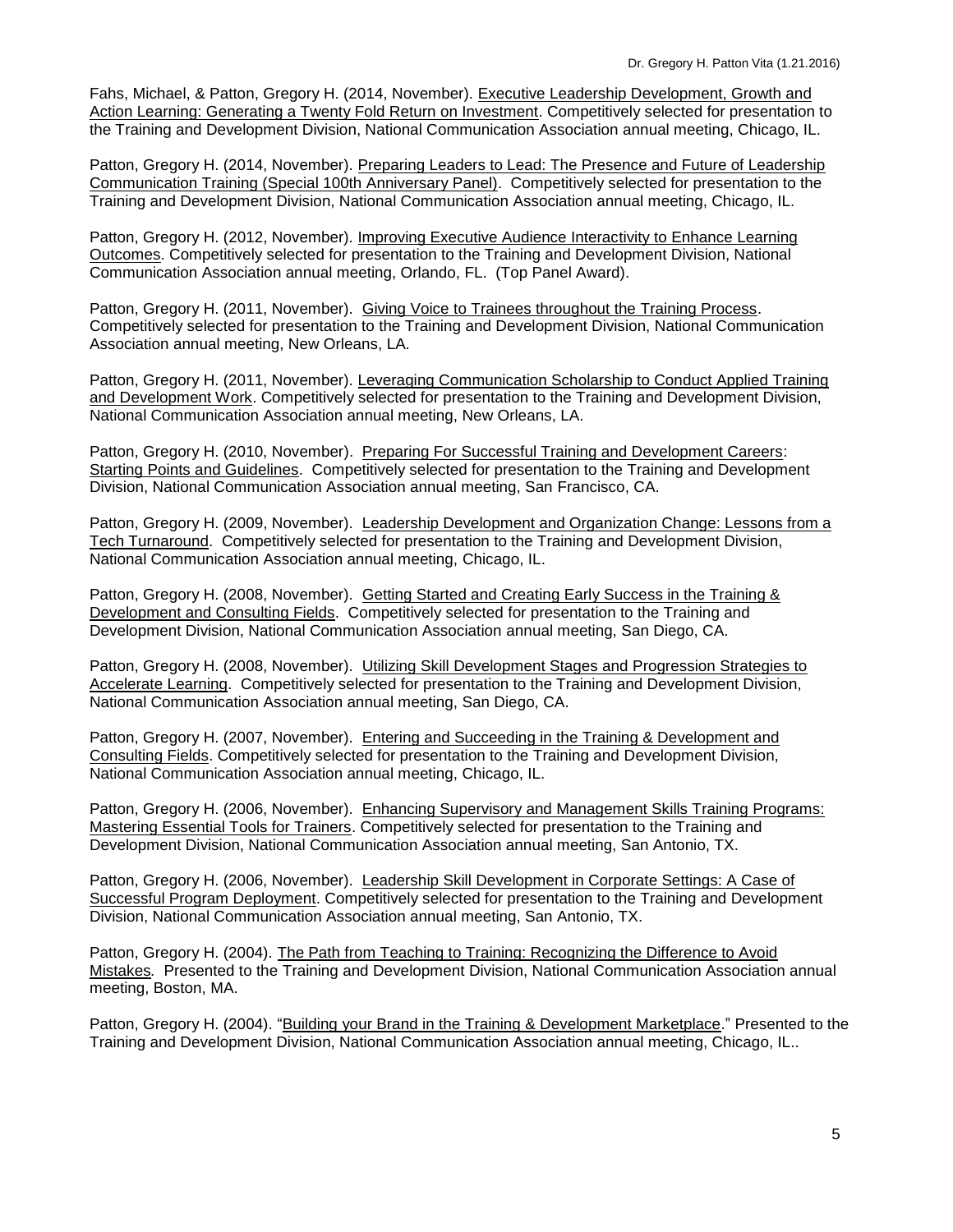Fahs, Michael, & Patton, Gregory H. (2014, November). <u>Executive Leadership Development, Growth and Action Learning: Generating a Twenty Fold Return on Investment</u>. Competitively selected for presentation to the Training and Development Division, National Communication Association annual meeting, Chicago, IL.

Patton, Gregory H. (2014, November). <u>Preparing Leaders to Lead: The Presence and Future of Leadership Communication Training (Special 100th Anniversary Panel)</u>. Competitively selected for presentation to the Training and Development Division, National Communication Association annual meeting, Chicago, IL.

Patton, Gregory H. (2012, November). <u>Improving Executive Audience Interactivity to Enhance Learning Outcomes</u>. Competitively selected for presentation to the Training and Development Division, National Communication Association annual meeting, Orlando, FL. (Top Panel Award).

Patton, Gregory H. (2011, November). <u>Giving Voice to Trainees throughout the Training Process</u>. Competitively selected for presentation to the Training and Development Division, National Communication Association annual meeting, New Orleans, LA.

Patton, Gregory H. (2011, November). <u>Leveraging Communication Scholarship to Conduct Applied Training and Development Work</u>. Competitively selected for presentation to the Training and Development Division, National Communication Association annual meeting, New Orleans, LA.

Patton, Gregory H. (2010, November). <u>Preparing For Successful Training and Development Careers</u>: <u>Starting Points and Guidelines</u>. Competitively selected for presentation to the Training and Development Division, National Communication Association annual meeting, San Francisco, CA.

Patton, Gregory H. (2009, November). <u>Leadership Development and Organization Change: Lessons from a Tech Turnaround</u>. Competitively selected for presentation to the Training and Development Division, National Communication Association annual meeting, Chicago, IL.

Patton, Gregory H. (2008, November). <u>Getting Started and Creating Early Success in the Training & Development and Consulting Fields</u>. Competitively selected for presentation to the Training and Development Division, National Communication Association annual meeting, San Diego, CA.

Patton, Gregory H. (2008, November). <u>Utilizing Skill Development Stages and Progression Strategies to Accelerate Learning</u>. Competitively selected for presentation to the Training and Development Division, National Communication Association annual meeting, San Diego, CA.

Patton, Gregory H. (2007, November). <u>Entering and Succeeding in the Training & Development and Consulting Fields</u>. Competitively selected for presentation to the Training and Development Division, National Communication Association annual meeting, Chicago, IL.

Patton, Gregory H. (2006, November). <u>Enhancing Supervisory and Management Skills Training Programs: Mastering Essential Tools for Trainers</u>. Competitively selected for presentation to the Training and Development Division, National Communication Association annual meeting, San Antonio, TX.

Patton, Gregory H. (2006, November). <u>Leadership Skill Development in Corporate Settings: A Case of Successful Program Deployment</u>. Competitively selected for presentation to the Training and Development Division, National Communication Association annual meeting, San Antonio, TX.

Patton, Gregory H. (2004). <u>The Path from Teaching to Training: Recognizing the Difference to Avoid Mistakes</u>*.* Presented to the Training and Development Division, National Communication Association annual meeting, Boston, MA.

Patton, Gregory H. (2004). "<u>Building your Brand in the Training & Development Marketplace</u>." Presented to the Training and Development Division, National Communication Association annual meeting, Chicago, IL..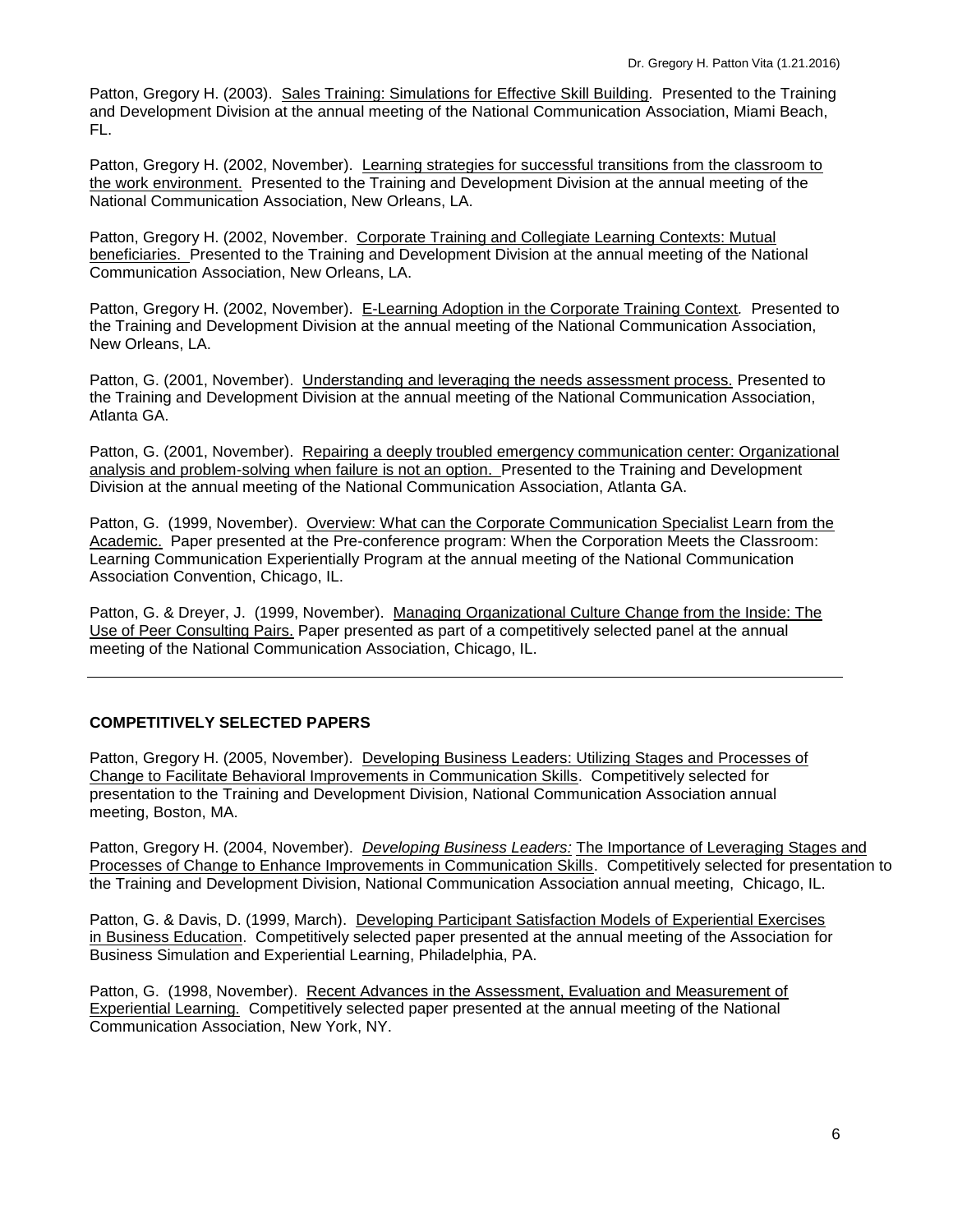Patton, Gregory H. (2003). Sales Training: Simulations for Effective Skill Building. Presented to the Training and Development Division at the annual meeting of the National Communication Association, Miami Beach, FL.

Patton, Gregory H. (2002, November). Learning strategies for successful transitions from the classroom to the work environment. Presented to the Training and Development Division at the annual meeting of the National Communication Association, New Orleans, LA.

Patton, Gregory H. (2002, November. Corporate Training and Collegiate Learning Contexts: Mutual beneficiaries. Presented to the Training and Development Division at the annual meeting of the National Communication Association, New Orleans, LA.

Patton, Gregory H. (2002, November). E-Learning Adoption in the Corporate Training Context. Presented to the Training and Development Division at the annual meeting of the National Communication Association, New Orleans, LA.

Patton, G. (2001, November). Understanding and leveraging the needs assessment process. Presented to the Training and Development Division at the annual meeting of the National Communication Association, Atlanta GA.

Patton, G. (2001, November). Repairing a deeply troubled emergency communication center: Organizational analysis and problem-solving when failure is not an option. Presented to the Training and Development Division at the annual meeting of the National Communication Association, Atlanta GA.

Patton, G. (1999, November). Overview: What can the Corporate Communication Specialist Learn from the Academic. Paper presented at the Pre-conference program: When the Corporation Meets the Classroom: Learning Communication Experientially Program at the annual meeting of the National Communication Association Convention, Chicago, IL.

Patton, G. & Dreyer, J. (1999, November). Managing Organizational Culture Change from the Inside: The Use of Peer Consulting Pairs. Paper presented as part of a competitively selected panel at the annual meeting of the National Communication Association, Chicago, IL.

---

**COMPETITIVELY SELECTED PAPERS**

Patton, Gregory H. (2005, November). Developing Business Leaders: Utilizing Stages and Processes of Change to Facilitate Behavioral Improvements in Communication Skills. Competitively selected for presentation to the Training and Development Division, National Communication Association annual meeting, Boston, MA.

Patton, Gregory H. (2004, November). *Developing Business Leaders:* The Importance of Leveraging Stages and Processes of Change to Enhance Improvements in Communication Skills. Competitively selected for presentation to the Training and Development Division, National Communication Association annual meeting, Chicago, IL.

Patton, G. & Davis, D. (1999, March). Developing Participant Satisfaction Models of Experiential Exercises in Business Education. Competitively selected paper presented at the annual meeting of the Association for Business Simulation and Experiential Learning, Philadelphia, PA.

Patton, G. (1998, November). Recent Advances in the Assessment, Evaluation and Measurement of Experiential Learning. Competitively selected paper presented at the annual meeting of the National Communication Association, New York, NY.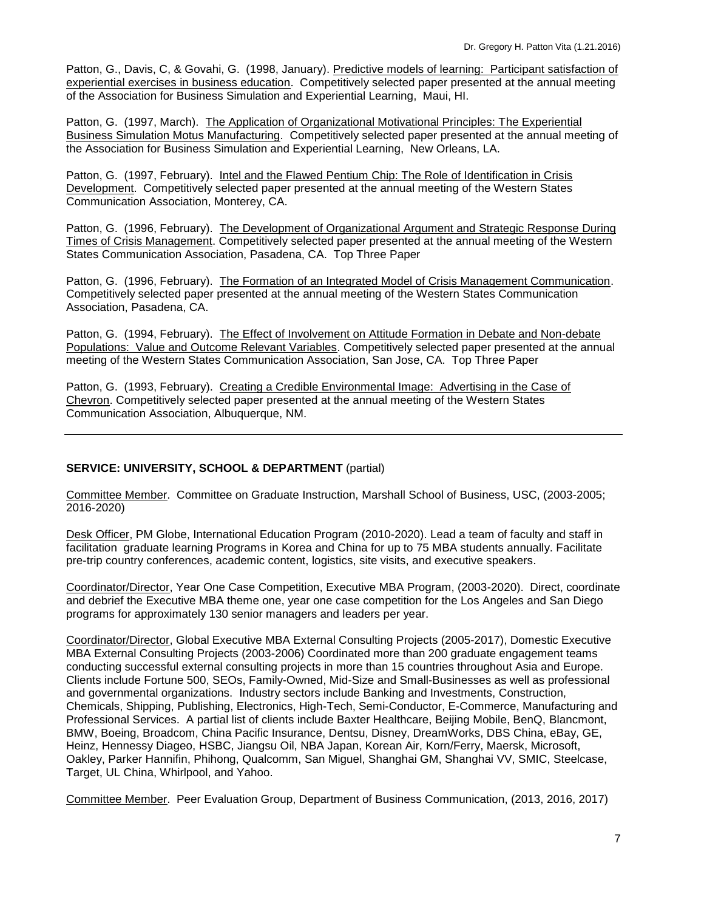Patton, G., Davis, C, & Govahi, G. (1998, January). Predictive models of learning: Participant satisfaction of experiential exercises in business education. Competitively selected paper presented at the annual meeting of the Association for Business Simulation and Experiential Learning, Maui, HI.

Patton, G. (1997, March). The Application of Organizational Motivational Principles: The Experiential Business Simulation Motus Manufacturing. Competitively selected paper presented at the annual meeting of the Association for Business Simulation and Experiential Learning, New Orleans, LA.

Patton, G. (1997, February). Intel and the Flawed Pentium Chip: The Role of Identification in Crisis Development. Competitively selected paper presented at the annual meeting of the Western States Communication Association, Monterey, CA.

Patton, G. (1996, February). The Development of Organizational Argument and Strategic Response During Times of Crisis Management. Competitively selected paper presented at the annual meeting of the Western States Communication Association, Pasadena, CA. Top Three Paper

Patton, G. (1996, February). The Formation of an Integrated Model of Crisis Management Communication. Competitively selected paper presented at the annual meeting of the Western States Communication Association, Pasadena, CA.

Patton, G. (1994, February). The Effect of Involvement on Attitude Formation in Debate and Non-debate Populations: Value and Outcome Relevant Variables. Competitively selected paper presented at the annual meeting of the Western States Communication Association, San Jose, CA. Top Three Paper

Patton, G. (1993, February). Creating a Credible Environmental Image: Advertising in the Case of Chevron. Competitively selected paper presented at the annual meeting of the Western States Communication Association, Albuquerque, NM.

---

## SERVICE: UNIVERSITY, SCHOOL & DEPARTMENT (partial)

Committee Member. Committee on Graduate Instruction, Marshall School of Business, USC, (2003-2005; 2016-2020)

Desk Officer, PM Globe, International Education Program (2010-2020). Lead a team of faculty and staff in facilitation graduate learning Programs in Korea and China for up to 75 MBA students annually. Facilitate pre-trip country conferences, academic content, logistics, site visits, and executive speakers.

Coordinator/Director, Year One Case Competition, Executive MBA Program, (2003-2020). Direct, coordinate and debrief the Executive MBA theme one, year one case competition for the Los Angeles and San Diego programs for approximately 130 senior managers and leaders per year.

Coordinator/Director, Global Executive MBA External Consulting Projects (2005-2017), Domestic Executive MBA External Consulting Projects (2003-2006) Coordinated more than 200 graduate engagement teams conducting successful external consulting projects in more than 15 countries throughout Asia and Europe. Clients include Fortune 500, SEOs, Family-Owned, Mid-Size and Small-Businesses as well as professional and governmental organizations. Industry sectors include Banking and Investments, Construction, Chemicals, Shipping, Publishing, Electronics, High-Tech, Semi-Conductor, E-Commerce, Manufacturing and Professional Services. A partial list of clients include Baxter Healthcare, Beijing Mobile, BenQ, Blancmont, BMW, Boeing, Broadcom, China Pacific Insurance, Dentsu, Disney, DreamWorks, DBS China, eBay, GE, Heinz, Hennessy Diageo, HSBC, Jiangsu Oil, NBA Japan, Korean Air, Korn/Ferry, Maersk, Microsoft, Oakley, Parker Hannifin, Phihong, Qualcomm, San Miguel, Shanghai GM, Shanghai VV, SMIC, Steelcase, Target, UL China, Whirlpool, and Yahoo.

Committee Member. Peer Evaluation Group, Department of Business Communication, (2013, 2016, 2017)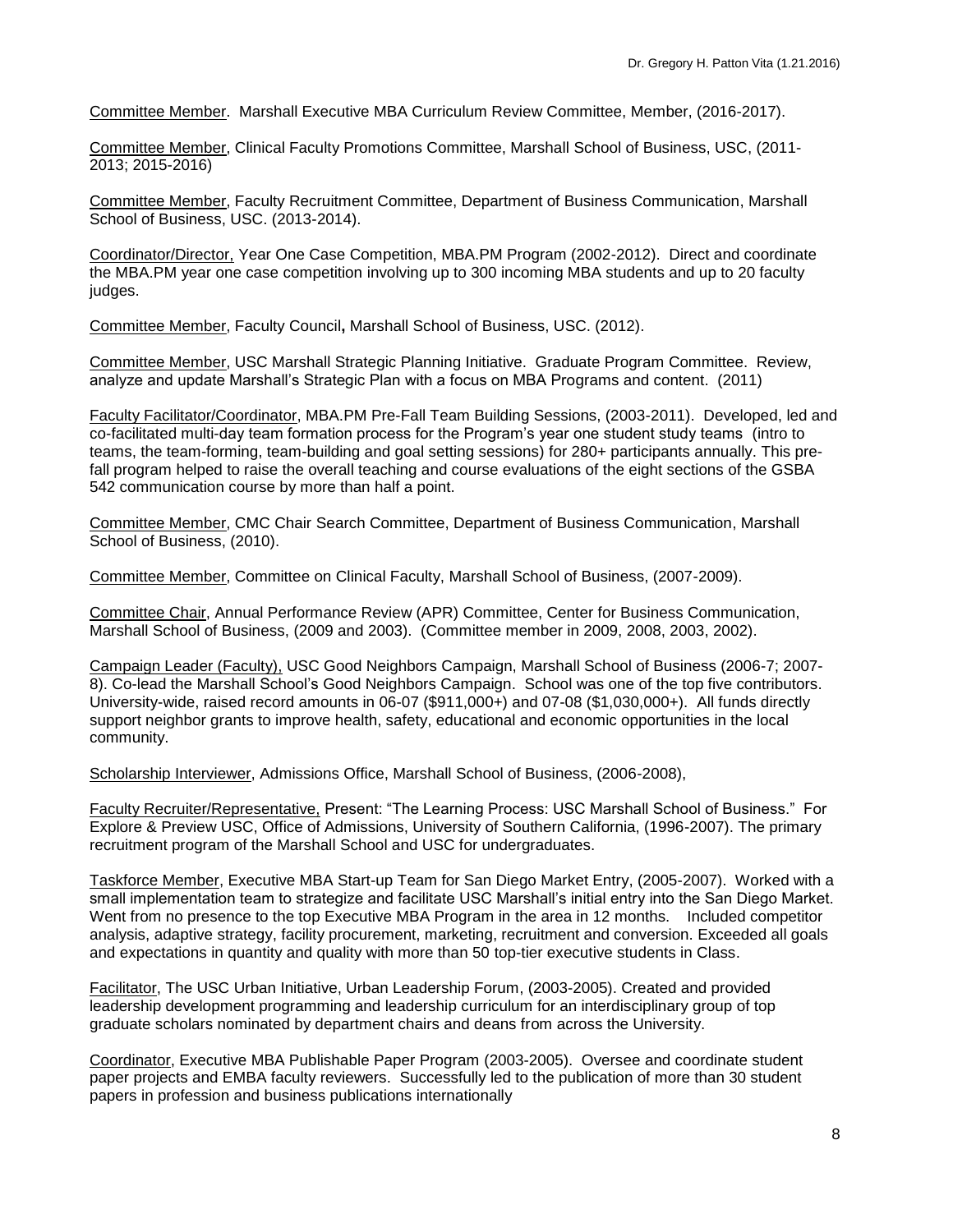Committee Member. Marshall Executive MBA Curriculum Review Committee, Member, (2016-2017).

Committee Member, Clinical Faculty Promotions Committee, Marshall School of Business, USC, (2011-2013; 2015-2016)

Committee Member, Faculty Recruitment Committee, Department of Business Communication, Marshall School of Business, USC. (2013-2014).

Coordinator/Director, Year One Case Competition, MBA.PM Program (2002-2012). Direct and coordinate the MBA.PM year one case competition involving up to 300 incoming MBA students and up to 20 faculty judges.

Committee Member, Faculty Council**,** Marshall School of Business, USC. (2012).

Committee Member, USC Marshall Strategic Planning Initiative. Graduate Program Committee. Review, analyze and update Marshall's Strategic Plan with a focus on MBA Programs and content. (2011)

Faculty Facilitator/Coordinator, MBA.PM Pre-Fall Team Building Sessions, (2003-2011). Developed, led and co-facilitated multi-day team formation process for the Program's year one student study teams (intro to teams, the team-forming, team-building and goal setting sessions) for 280+ participants annually. This pre-fall program helped to raise the overall teaching and course evaluations of the eight sections of the GSBA 542 communication course by more than half a point.

Committee Member, CMC Chair Search Committee, Department of Business Communication, Marshall School of Business, (2010).

Committee Member, Committee on Clinical Faculty, Marshall School of Business, (2007-2009).

Committee Chair, Annual Performance Review (APR) Committee, Center for Business Communication, Marshall School of Business, (2009 and 2003). (Committee member in 2009, 2008, 2003, 2002).

Campaign Leader (Faculty), USC Good Neighbors Campaign, Marshall School of Business (2006-7; 2007-8). Co-lead the Marshall School's Good Neighbors Campaign. School was one of the top five contributors. University-wide, raised record amounts in 06-07 ($911,000+) and 07-08 ($1,030,000+). All funds directly support neighbor grants to improve health, safety, educational and economic opportunities in the local community.

Scholarship Interviewer, Admissions Office, Marshall School of Business, (2006-2008),

Faculty Recruiter/Representative, Present: "The Learning Process: USC Marshall School of Business." For Explore & Preview USC, Office of Admissions, University of Southern California, (1996-2007). The primary recruitment program of the Marshall School and USC for undergraduates.

Taskforce Member, Executive MBA Start-up Team for San Diego Market Entry, (2005-2007). Worked with a small implementation team to strategize and facilitate USC Marshall's initial entry into the San Diego Market. Went from no presence to the top Executive MBA Program in the area in 12 months. Included competitor analysis, adaptive strategy, facility procurement, marketing, recruitment and conversion. Exceeded all goals and expectations in quantity and quality with more than 50 top-tier executive students in Class.

Facilitator, The USC Urban Initiative, Urban Leadership Forum, (2003-2005). Created and provided leadership development programming and leadership curriculum for an interdisciplinary group of top graduate scholars nominated by department chairs and deans from across the University.

Coordinator, Executive MBA Publishable Paper Program (2003-2005). Oversee and coordinate student paper projects and EMBA faculty reviewers. Successfully led to the publication of more than 30 student papers in profession and business publications internationally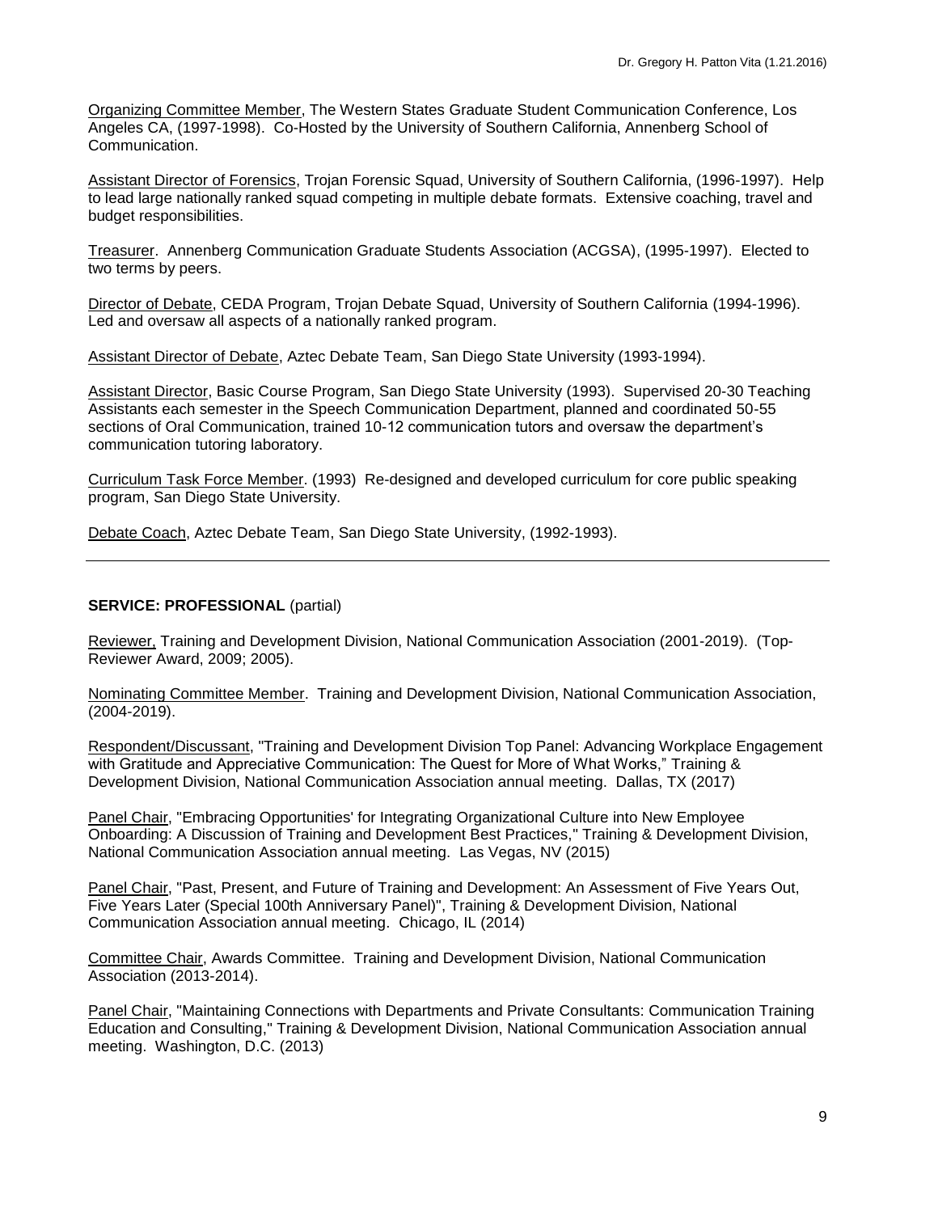Organizing Committee Member, The Western States Graduate Student Communication Conference, Los Angeles CA, (1997-1998). Co-Hosted by the University of Southern California, Annenberg School of Communication.

Assistant Director of Forensics, Trojan Forensic Squad, University of Southern California, (1996-1997). Help to lead large nationally ranked squad competing in multiple debate formats. Extensive coaching, travel and budget responsibilities.

Treasurer. Annenberg Communication Graduate Students Association (ACGSA), (1995-1997). Elected to two terms by peers.

Director of Debate, CEDA Program, Trojan Debate Squad, University of Southern California (1994-1996). Led and oversaw all aspects of a nationally ranked program.

Assistant Director of Debate, Aztec Debate Team, San Diego State University (1993-1994).

Assistant Director, Basic Course Program, San Diego State University (1993). Supervised 20-30 Teaching Assistants each semester in the Speech Communication Department, planned and coordinated 50-55 sections of Oral Communication, trained 10-12 communication tutors and oversaw the department's communication tutoring laboratory.

Curriculum Task Force Member. (1993) Re-designed and developed curriculum for core public speaking program, San Diego State University.

Debate Coach, Aztec Debate Team, San Diego State University, (1992-1993).

---

**SERVICE: PROFESSIONAL** (partial)

Reviewer, Training and Development Division, National Communication Association (2001-2019). (Top-Reviewer Award, 2009; 2005).

Nominating Committee Member. Training and Development Division, National Communication Association, (2004-2019).

Respondent/Discussant, "Training and Development Division Top Panel: Advancing Workplace Engagement with Gratitude and Appreciative Communication: The Quest for More of What Works," Training & Development Division, National Communication Association annual meeting. Dallas, TX (2017)

Panel Chair, "Embracing Opportunities' for Integrating Organizational Culture into New Employee Onboarding: A Discussion of Training and Development Best Practices," Training & Development Division, National Communication Association annual meeting. Las Vegas, NV (2015)

Panel Chair, "Past, Present, and Future of Training and Development: An Assessment of Five Years Out, Five Years Later (Special 100th Anniversary Panel)", Training & Development Division, National Communication Association annual meeting. Chicago, IL (2014)

Committee Chair, Awards Committee. Training and Development Division, National Communication Association (2013-2014).

Panel Chair, "Maintaining Connections with Departments and Private Consultants: Communication Training Education and Consulting," Training & Development Division, National Communication Association annual meeting. Washington, D.C. (2013)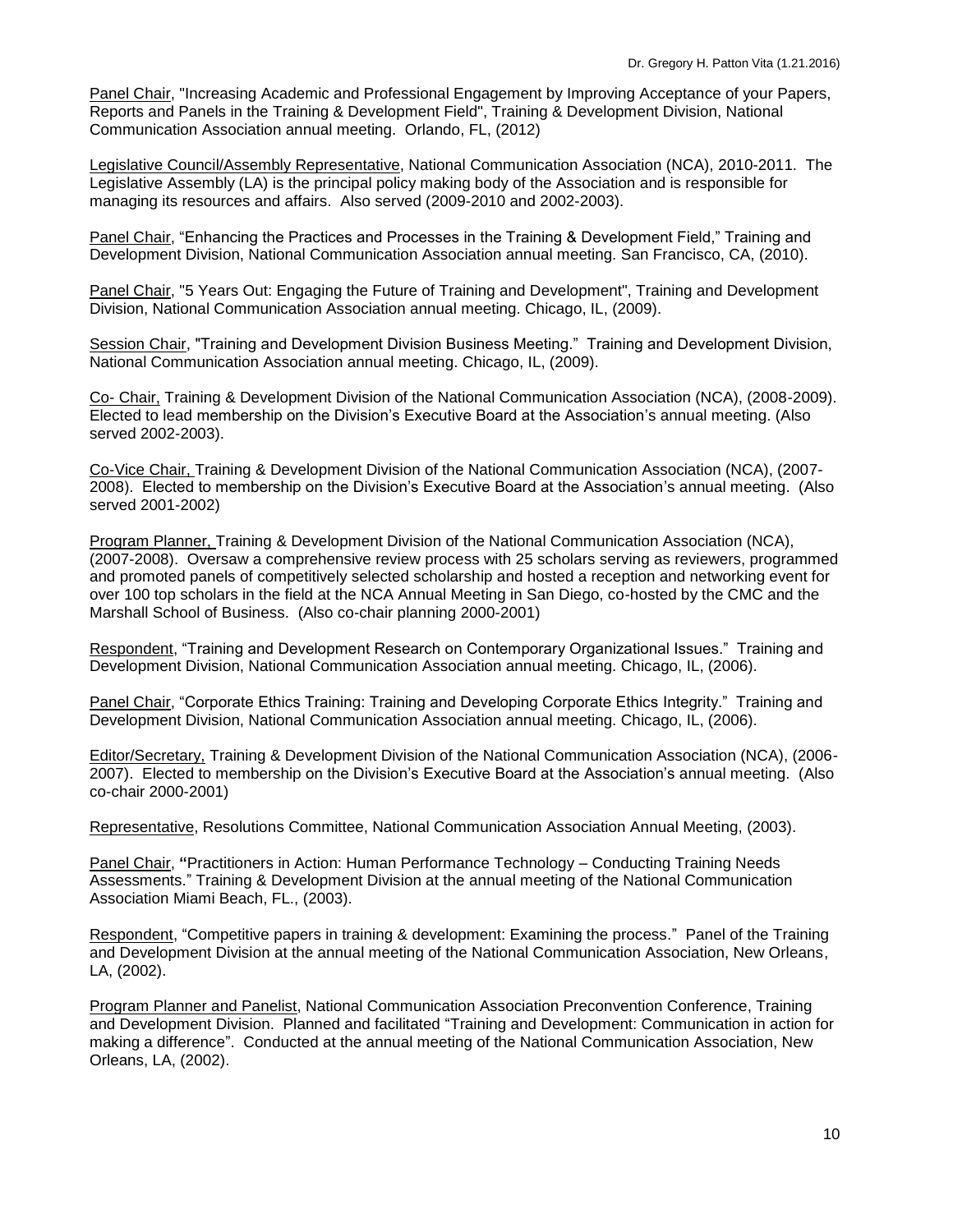Panel Chair, "Increasing Academic and Professional Engagement by Improving Acceptance of your Papers, Reports and Panels in the Training & Development Field", Training & Development Division, National Communication Association annual meeting. Orlando, FL, (2012)

Legislative Council/Assembly Representative, National Communication Association (NCA), 2010-2011. The Legislative Assembly (LA) is the principal policy making body of the Association and is responsible for managing its resources and affairs. Also served (2009-2010 and 2002-2003).

Panel Chair, "Enhancing the Practices and Processes in the Training & Development Field," Training and Development Division, National Communication Association annual meeting. San Francisco, CA, (2010).

Panel Chair, "5 Years Out: Engaging the Future of Training and Development", Training and Development Division, National Communication Association annual meeting. Chicago, IL, (2009).

Session Chair, "Training and Development Division Business Meeting." Training and Development Division, National Communication Association annual meeting. Chicago, IL, (2009).

Co- Chair, Training & Development Division of the National Communication Association (NCA), (2008-2009). Elected to lead membership on the Division's Executive Board at the Association's annual meeting. (Also served 2002-2003).

Co-Vice Chair, Training & Development Division of the National Communication Association (NCA), (2007-2008). Elected to membership on the Division's Executive Board at the Association's annual meeting. (Also served 2001-2002)

Program Planner, Training & Development Division of the National Communication Association (NCA), (2007-2008). Oversaw a comprehensive review process with 25 scholars serving as reviewers, programmed and promoted panels of competitively selected scholarship and hosted a reception and networking event for over 100 top scholars in the field at the NCA Annual Meeting in San Diego, co-hosted by the CMC and the Marshall School of Business. (Also co-chair planning 2000-2001)

Respondent, "Training and Development Research on Contemporary Organizational Issues." Training and Development Division, National Communication Association annual meeting. Chicago, IL, (2006).

Panel Chair, "Corporate Ethics Training: Training and Developing Corporate Ethics Integrity." Training and Development Division, National Communication Association annual meeting. Chicago, IL, (2006).

Editor/Secretary, Training & Development Division of the National Communication Association (NCA), (2006-2007). Elected to membership on the Division's Executive Board at the Association's annual meeting. (Also co-chair 2000-2001)

Representative, Resolutions Committee, National Communication Association Annual Meeting, (2003).

Panel Chair, **"**Practitioners in Action: Human Performance Technology – Conducting Training Needs Assessments." Training & Development Division at the annual meeting of the National Communication Association Miami Beach, FL., (2003).

Respondent, "Competitive papers in training & development: Examining the process." Panel of the Training and Development Division at the annual meeting of the National Communication Association, New Orleans, LA, (2002).

Program Planner and Panelist, National Communication Association Preconvention Conference, Training and Development Division. Planned and facilitated "Training and Development: Communication in action for making a difference". Conducted at the annual meeting of the National Communication Association, New Orleans, LA, (2002).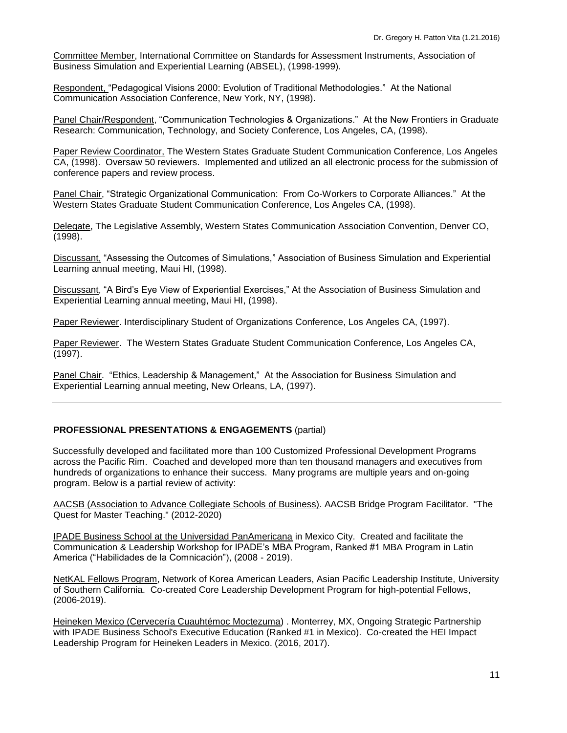Committee Member, International Committee on Standards for Assessment Instruments, Association of Business Simulation and Experiential Learning (ABSEL), (1998-1999).

Respondent, "Pedagogical Visions 2000: Evolution of Traditional Methodologies." At the National Communication Association Conference, New York, NY, (1998).

Panel Chair/Respondent, "Communication Technologies & Organizations." At the New Frontiers in Graduate Research: Communication, Technology, and Society Conference, Los Angeles, CA, (1998).

Paper Review Coordinator, The Western States Graduate Student Communication Conference, Los Angeles CA, (1998). Oversaw 50 reviewers. Implemented and utilized an all electronic process for the submission of conference papers and review process.

Panel Chair, "Strategic Organizational Communication: From Co-Workers to Corporate Alliances." At the Western States Graduate Student Communication Conference, Los Angeles CA, (1998).

Delegate, The Legislative Assembly, Western States Communication Association Convention, Denver CO, (1998).

Discussant, "Assessing the Outcomes of Simulations," Association of Business Simulation and Experiential Learning annual meeting, Maui HI, (1998).

Discussant, "A Bird's Eye View of Experiential Exercises," At the Association of Business Simulation and Experiential Learning annual meeting, Maui HI, (1998).

Paper Reviewer. Interdisciplinary Student of Organizations Conference, Los Angeles CA, (1997).

Paper Reviewer. The Western States Graduate Student Communication Conference, Los Angeles CA, (1997).

Panel Chair. "Ethics, Leadership & Management," At the Association for Business Simulation and Experiential Learning annual meeting, New Orleans, LA, (1997).

---

**PROFESSIONAL PRESENTATIONS & ENGAGEMENTS** (partial)

Successfully developed and facilitated more than 100 Customized Professional Development Programs across the Pacific Rim. Coached and developed more than ten thousand managers and executives from hundreds of organizations to enhance their success. Many programs are multiple years and on-going program. Below is a partial review of activity:

AACSB (Association to Advance Collegiate Schools of Business). AACSB Bridge Program Facilitator. "The Quest for Master Teaching." (2012-2020)

IPADE Business School at the Universidad PanAmericana in Mexico City. Created and facilitate the Communication & Leadership Workshop for IPADE's MBA Program, Ranked #1 MBA Program in Latin America ("Habilidades de la Comnicación"), (2008 - 2019).

NetKAL Fellows Program, Network of Korea American Leaders, Asian Pacific Leadership Institute, University of Southern California. Co-created Core Leadership Development Program for high-potential Fellows, (2006-2019).

Heineken Mexico (Cervecería Cuauhtémoc Moctezuma) . Monterrey, MX, Ongoing Strategic Partnership with IPADE Business School's Executive Education (Ranked #1 in Mexico). Co-created the HEI Impact Leadership Program for Heineken Leaders in Mexico. (2016, 2017).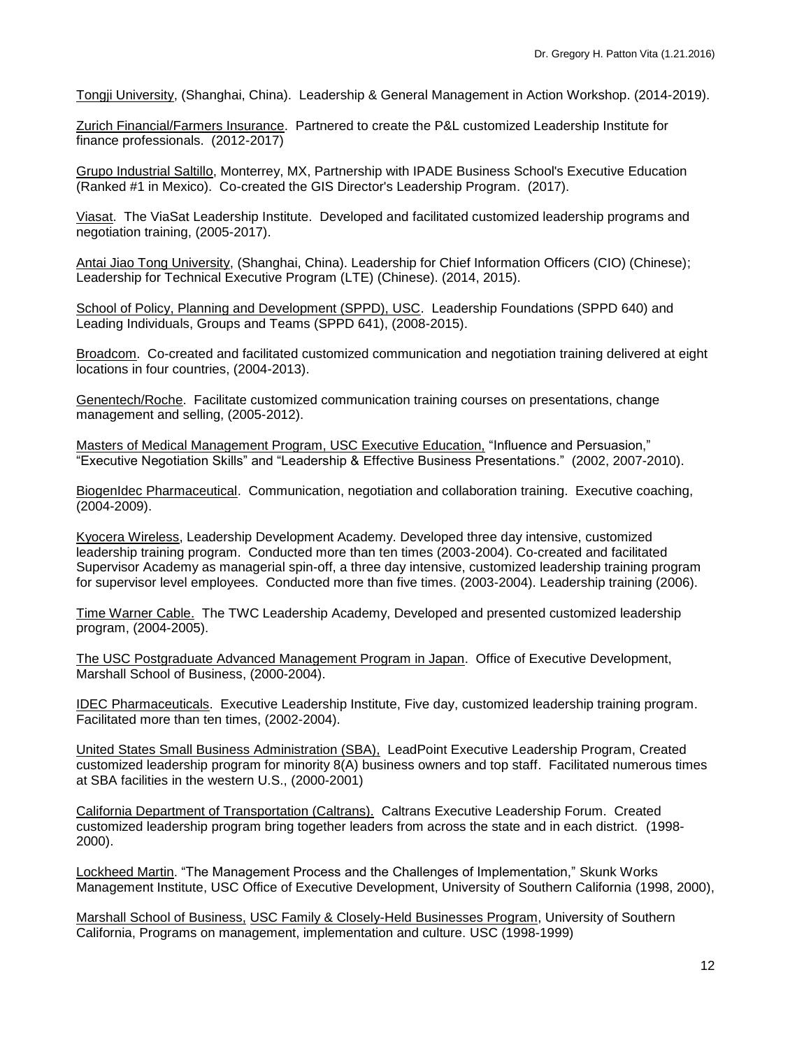Tongji University, (Shanghai, China). Leadership & General Management in Action Workshop. (2014-2019).

Zurich Financial/Farmers Insurance. Partnered to create the P&L customized Leadership Institute for finance professionals. (2012-2017)

Grupo Industrial Saltillo, Monterrey, MX, Partnership with IPADE Business School's Executive Education (Ranked #1 in Mexico). Co-created the GIS Director's Leadership Program. (2017).

Viasat. The ViaSat Leadership Institute. Developed and facilitated customized leadership programs and negotiation training, (2005-2017).

Antai Jiao Tong University, (Shanghai, China). Leadership for Chief Information Officers (CIO) (Chinese); Leadership for Technical Executive Program (LTE) (Chinese). (2014, 2015).

School of Policy, Planning and Development (SPPD), USC. Leadership Foundations (SPPD 640) and Leading Individuals, Groups and Teams (SPPD 641), (2008-2015).

Broadcom. Co-created and facilitated customized communication and negotiation training delivered at eight locations in four countries, (2004-2013).

Genentech/Roche. Facilitate customized communication training courses on presentations, change management and selling, (2005-2012).

Masters of Medical Management Program, USC Executive Education, "Influence and Persuasion," "Executive Negotiation Skills" and "Leadership & Effective Business Presentations." (2002, 2007-2010).

BiogenIdec Pharmaceutical. Communication, negotiation and collaboration training. Executive coaching, (2004-2009).

Kyocera Wireless, Leadership Development Academy. Developed three day intensive, customized leadership training program. Conducted more than ten times (2003-2004). Co-created and facilitated Supervisor Academy as managerial spin-off, a three day intensive, customized leadership training program for supervisor level employees. Conducted more than five times. (2003-2004). Leadership training (2006).

Time Warner Cable. The TWC Leadership Academy, Developed and presented customized leadership program, (2004-2005).

The USC Postgraduate Advanced Management Program in Japan. Office of Executive Development, Marshall School of Business, (2000-2004).

IDEC Pharmaceuticals. Executive Leadership Institute, Five day, customized leadership training program. Facilitated more than ten times, (2002-2004).

United States Small Business Administration (SBA), LeadPoint Executive Leadership Program, Created customized leadership program for minority 8(A) business owners and top staff. Facilitated numerous times at SBA facilities in the western U.S., (2000-2001)

California Department of Transportation (Caltrans). Caltrans Executive Leadership Forum. Created customized leadership program bring together leaders from across the state and in each district. (1998-2000).

Lockheed Martin. "The Management Process and the Challenges of Implementation," Skunk Works Management Institute, USC Office of Executive Development, University of Southern California (1998, 2000),

Marshall School of Business, USC Family & Closely-Held Businesses Program, University of Southern California, Programs on management, implementation and culture. USC (1998-1999)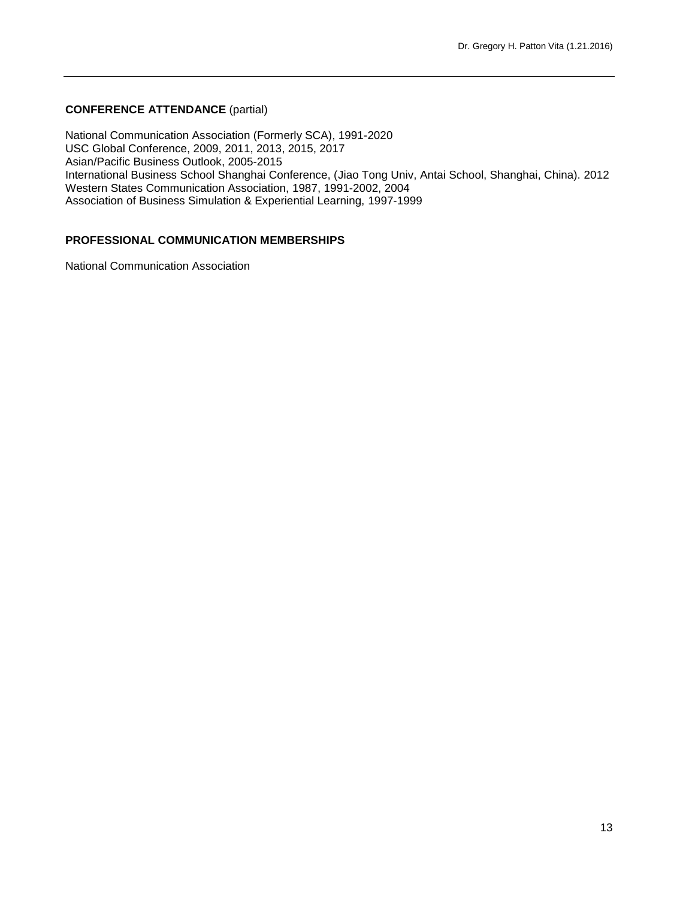**CONFERENCE ATTENDANCE** (partial)

National Communication Association (Formerly SCA), 1991-2020
USC Global Conference, 2009, 2011, 2013, 2015, 2017
Asian/Pacific Business Outlook, 2005-2015
International Business School Shanghai Conference, (Jiao Tong Univ, Antai School, Shanghai, China). 2012
Western States Communication Association, 1987, 1991-2002, 2004
Association of Business Simulation & Experiential Learning, 1997-1999

**PROFESSIONAL COMMUNICATION MEMBERSHIPS**

National Communication Association